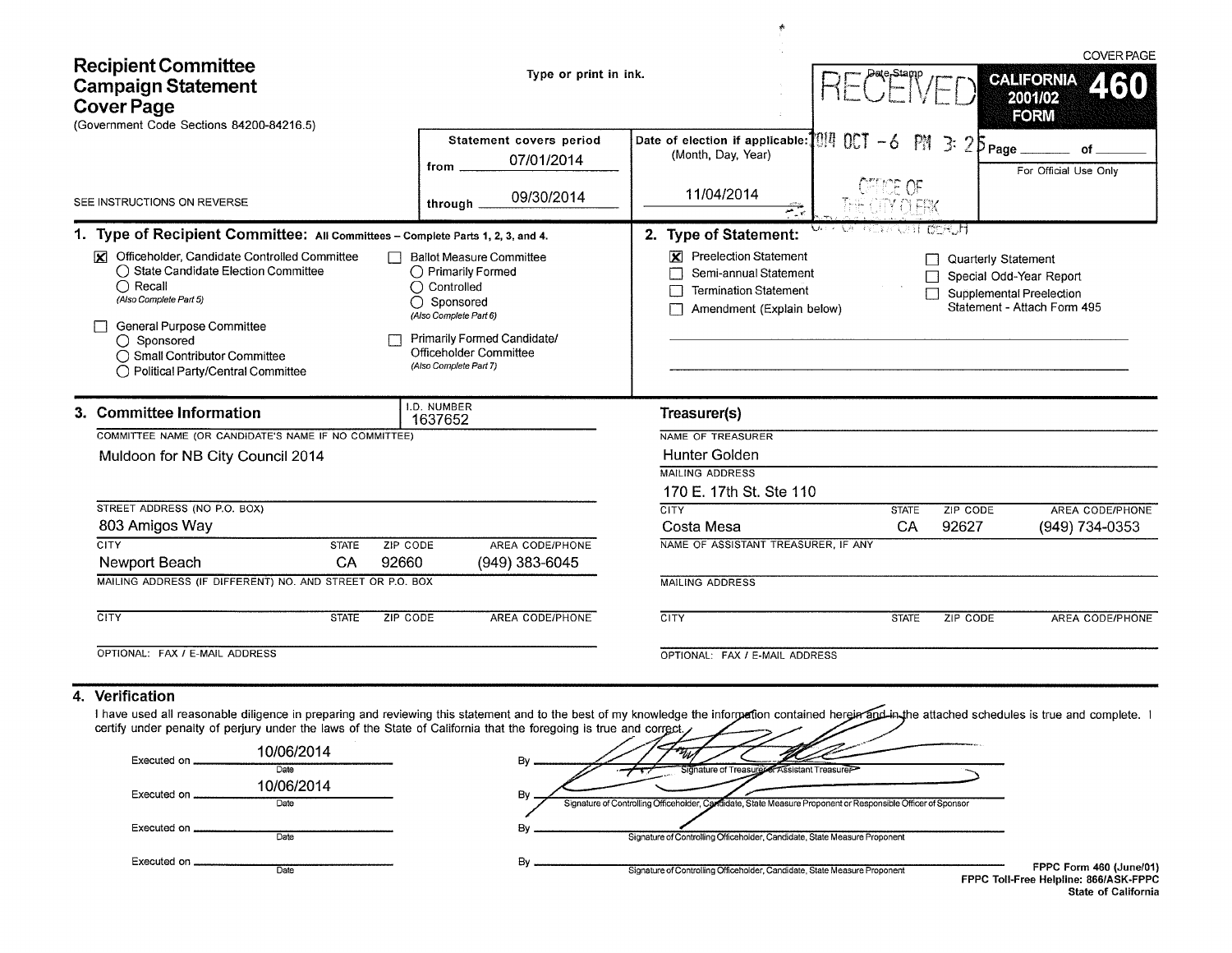COVER PAGE

# Recipient Committee Campaign Statement Cover Page

(Government Code Sections 84200-84216.5)

Type or print in ink.

SEE INSTRUCTIONS ON REVERSE

**CALIFORNIA 2001/02 FORM 460**

| Statement covers period | Date of election if applicable: (Month, Day, Year) | Date Stamp | |
|---|---|---|---|
| from 07/01/2014 | 11/04/2014 | RECEIVED 2014 OCT -6 PM 3:25 OFFICE OF THE CITY CLERK CITY OF NEWPORT BEACH | Page \_\_\_\_ of \_\_\_\_ |
| through 09/30/2014 | | | For Official Use Only |

## 1. Type of Recipient Committee: All Committees – Complete Parts 1, 2, 3, and 4.

- [X] Officeholder, Candidate Controlled Committee
  - ○ State Candidate Election Committee
  - ○ Recall (Also Complete Part 5)
- [ ] General Purpose Committee
  - ○ Sponsored
  - ○ Small Contributor Committee
  - ○ Political Party/Central Committee
- [ ] Ballot Measure Committee
  - ○ Primarily Formed
  - ○ Controlled
  - ○ Sponsored (Also Complete Part 6)
- [ ] Primarily Formed Candidate/Officeholder Committee (Also Complete Part 7)

## 2. Type of Statement:

- [X] Preelection Statement
- [ ] Semi-annual Statement
- [ ] Termination Statement
- [ ] Amendment (Explain below)
- [ ] Quarterly Statement
- [ ] Special Odd-Year Report
- [ ] Supplemental Preelection Statement - Attach Form 495

## 3. Committee Information

I.D. NUMBER: 1637652

COMMITTEE NAME (OR CANDIDATE'S NAME IF NO COMMITTEE): Muldoon for NB City Council 2014

STREET ADDRESS (NO P.O. BOX): 803 Amigos Way

| CITY | STATE | ZIP CODE | AREA CODE/PHONE |
|---|---|---|---|
| Newport Beach | CA | 92660 | (949) 383-6045 |

MAILING ADDRESS (IF DIFFERENT) NO. AND STREET OR P.O. BOX:

| CITY | STATE | ZIP CODE | AREA CODE/PHONE |
|---|---|---|---|
| | | | |

OPTIONAL: FAX / E-MAIL ADDRESS:

### Treasurer(s)

NAME OF TREASURER: Hunter Golden

MAILING ADDRESS: 170 E. 17th St. Ste 110

| CITY | STATE | ZIP CODE | AREA CODE/PHONE |
|---|---|---|---|
| Costa Mesa | CA | 92627 | (949) 734-0353 |

NAME OF ASSISTANT TREASURER, IF ANY:

MAILING ADDRESS:

| CITY | STATE | ZIP CODE | AREA CODE/PHONE |
|---|---|---|---|
| | | | |

OPTIONAL: FAX / E-MAIL ADDRESS:

## 4. Verification

I have used all reasonable diligence in preparing and reviewing this statement and to the best of my knowledge the information contained herein and in the attached schedules is true and complete. I certify under penalty of perjury under the laws of the State of California that the foregoing is true and correct.

Executed on 10/06/2014 By [signature] Signature of Treasurer or Assistant Treasurer

Executed on 10/06/2014 By [signature] Signature of Controlling Officeholder, Candidate, State Measure Proponent or Responsible Officer of Sponsor

Executed on \_\_\_\_ By \_\_\_\_ Signature of Controlling Officeholder, Candidate, State Measure Proponent

Executed on \_\_\_\_ By \_\_\_\_ Signature of Controlling Officeholder, Candidate, State Measure Proponent

FPPC Form 460 (June/01)
FPPC Toll-Free Helpline: 866/ASK-FPPC
State of California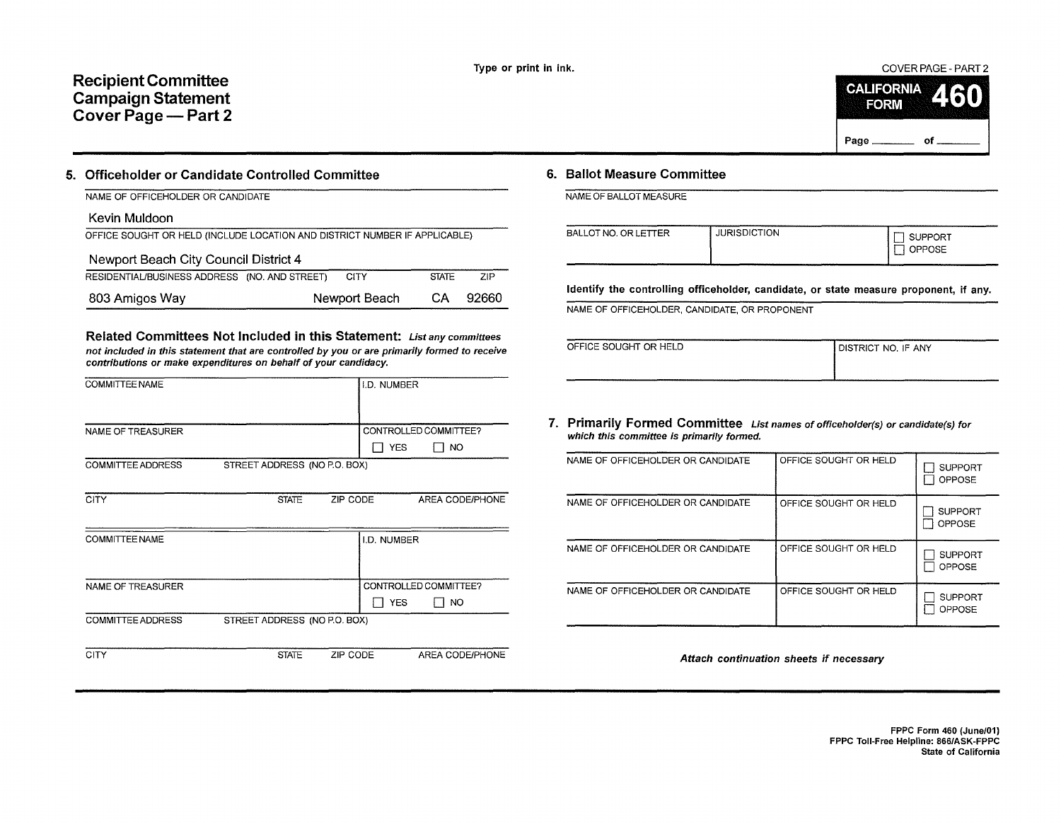# Recipient Committee Campaign Statement Cover Page — Part 2

Type or print in ink.

COVER PAGE - PART 2

**CALIFORNIA FORM 460**

Page ______ of ______

## 5. Officeholder or Candidate Controlled Committee

| NAME OF OFFICEHOLDER OR CANDIDATE | | | |
|---|---|---|---|
| Kevin Muldoon | | | |
| **OFFICE SOUGHT OR HELD (INCLUDE LOCATION AND DISTRICT NUMBER IF APPLICABLE)** | | | |
| Newport Beach City Council District 4 | | | |
| **RESIDENTIAL/BUSINESS ADDRESS (NO. AND STREET)** | **CITY** | **STATE** | **ZIP** |
| 803 Amigos Way | Newport Beach | CA | 92660 |

### Related Committees Not Included in this Statement:

*List any committees not included in this statement that are controlled by you or are primarily formed to receive contributions or make expenditures on behalf of your candidacy.*

| COMMITTEE NAME | | | I.D. NUMBER |
|---|---|---|---|
| | | | |
| NAME OF TREASURER | | | CONTROLLED COMMITTEE? ☐ YES ☐ NO |
| COMMITTEE ADDRESS | STREET ADDRESS (NO P.O. BOX) | | |
| CITY | STATE | ZIP CODE | AREA CODE/PHONE |

| COMMITTEE NAME | | | I.D. NUMBER |
|---|---|---|---|
| | | | |
| NAME OF TREASURER | | | CONTROLLED COMMITTEE? ☐ YES ☐ NO |
| COMMITTEE ADDRESS | STREET ADDRESS (NO P.O. BOX) | | |
| CITY | STATE | ZIP CODE | AREA CODE/PHONE |

## 6. Ballot Measure Committee

| NAME OF BALLOT MEASURE | | |
|---|---|---|
| | | |
| BALLOT NO. OR LETTER | JURISDICTION | ☐ SUPPORT ☐ OPPOSE |

**Identify the controlling officeholder, candidate, or state measure proponent, if any.**

| NAME OF OFFICEHOLDER, CANDIDATE, OR PROPONENT | |
|---|---|
| | |
| OFFICE SOUGHT OR HELD | DISTRICT NO. IF ANY |

## 7. Primarily Formed Committee

*List names of officeholder(s) or candidate(s) for which this committee is primarily formed.*

| NAME OF OFFICEHOLDER OR CANDIDATE | OFFICE SOUGHT OR HELD | |
|---|---|---|
| | | ☐ SUPPORT ☐ OPPOSE |
| | | ☐ SUPPORT ☐ OPPOSE |
| | | ☐ SUPPORT ☐ OPPOSE |
| | | ☐ SUPPORT ☐ OPPOSE |

*Attach continuation sheets if necessary*

FPPC Form 460 (June/01)
FPPC Toll-Free Helpline: 866/ASK-FPPC
State of California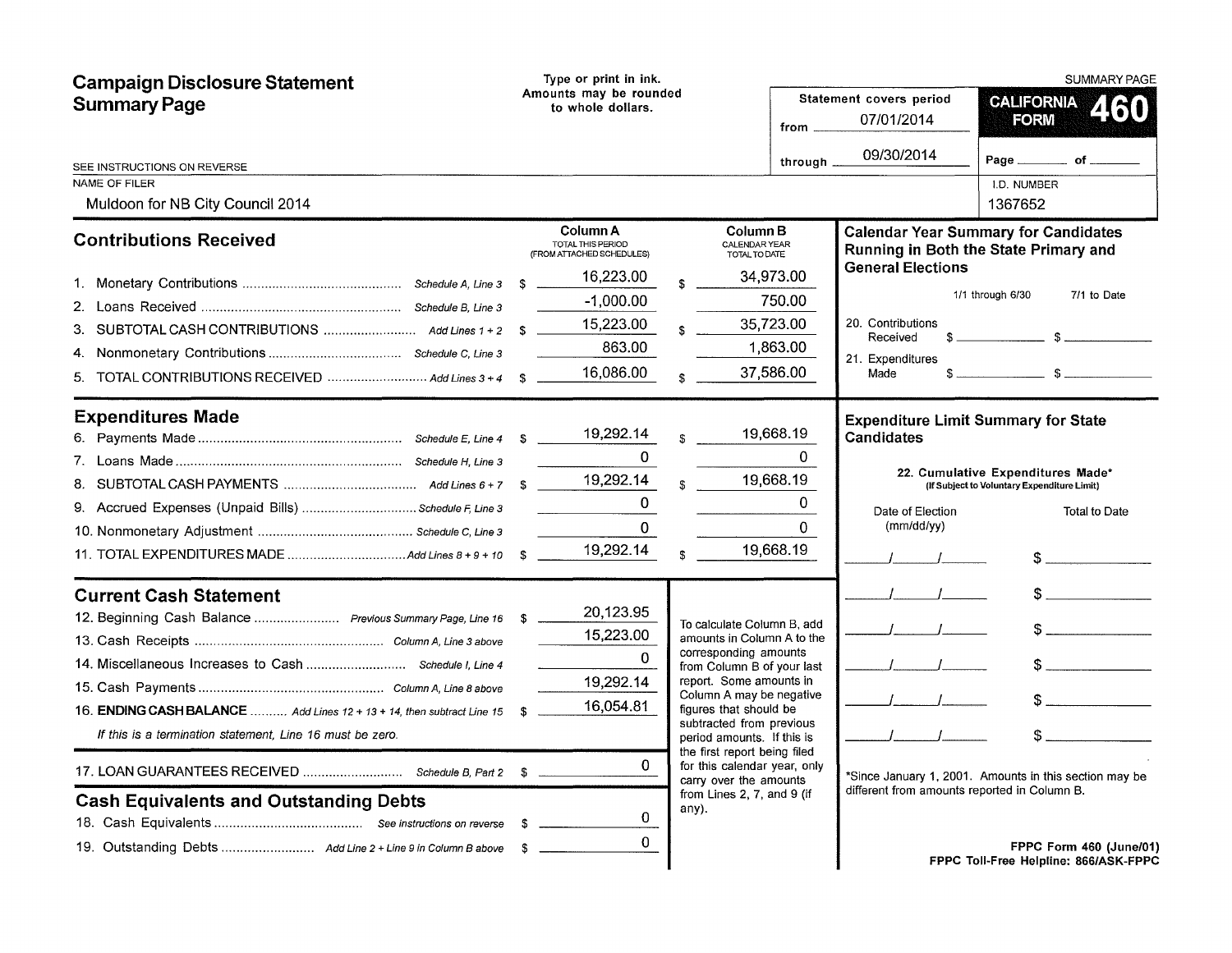# Campaign Disclosure Statement Summary Page

Type or print in ink.
Amounts may be rounded to whole dollars.

SUMMARY PAGE

**CALIFORNIA FORM 460**

Statement covers period from 07/01/2014 through 09/30/2014

Page ____ of ____

SEE INSTRUCTIONS ON REVERSE

NAME OF FILER: Muldoon for NB City Council 2014

I.D. NUMBER: 1367652

## Contributions Received

| | Column A TOTAL THIS PERIOD (FROM ATTACHED SCHEDULES) | Column B CALENDAR YEAR TOTAL TO DATE |
|---|---|---|
| 1. Monetary Contributions ... *Schedule A, Line 3* | $ 16,223.00 | $ 34,973.00 |
| 2. Loans Received ... *Schedule B, Line 3* | -1,000.00 | 750.00 |
| 3. SUBTOTAL CASH CONTRIBUTIONS ... *Add Lines 1 + 2* | $ 15,223.00 | $ 35,723.00 |
| 4. Nonmonetary Contributions ... *Schedule C, Line 3* | 863.00 | 1,863.00 |
| 5. TOTAL CONTRIBUTIONS RECEIVED ... *Add Lines 3 + 4* | $ 16,086.00 | $ 37,586.00 |

## Expenditures Made

| | Column A | Column B |
|---|---|---|
| 6. Payments Made ... *Schedule E, Line 4* | $ 19,292.14 | $ 19,668.19 |
| 7. Loans Made ... *Schedule H, Line 3* | 0 | 0 |
| 8. SUBTOTAL CASH PAYMENTS ... *Add Lines 6 + 7* | $ 19,292.14 | $ 19,668.19 |
| 9. Accrued Expenses (Unpaid Bills) ... *Schedule F, Line 3* | 0 | 0 |
| 10. Nonmonetary Adjustment ... *Schedule C, Line 3* | 0 | 0 |
| 11. TOTAL EXPENDITURES MADE ... *Add Lines 8 + 9 + 10* | $ 19,292.14 | $ 19,668.19 |

## Current Cash Statement

| | |
|---|---|
| 12. Beginning Cash Balance ... *Previous Summary Page, Line 16* | $ 20,123.95 |
| 13. Cash Receipts ... *Column A, Line 3 above* | 15,223.00 |
| 14. Miscellaneous Increases to Cash ... *Schedule I, Line 4* | 0 |
| 15. Cash Payments ... *Column A, Line 8 above* | 19,292.14 |
| 16. **ENDING CASH BALANCE** ... *Add Lines 12 + 13 + 14, then subtract Line 15* | $ 16,054.81 |

*If this is a termination statement, Line 16 must be zero.*

| | |
|---|---|
| 17. LOAN GUARANTEES RECEIVED ... *Schedule B, Part 2* | $ 0 |

To calculate Column B, add amounts in Column A to the corresponding amounts from Column B of your last report. Some amounts in Column A may be negative figures that should be subtracted from previous period amounts. If this is the first report being filed for this calendar year, only carry over the amounts from Lines 2, 7, and 9 (if any).

## Cash Equivalents and Outstanding Debts

| | |
|---|---|
| 18. Cash Equivalents ... *See instructions on reverse* | $ 0 |
| 19. Outstanding Debts ... *Add Line 2 + Line 9 in Column B above* | $ 0 |

## Calendar Year Summary for Candidates Running in Both the State Primary and General Elections

| | 1/1 through 6/30 | 7/1 to Date |
|---|---|---|
| 20. Contributions Received | $ | $ |
| 21. Expenditures Made | $ | $ |

## Expenditure Limit Summary for State Candidates

**22. Cumulative Expenditures Made*** (If Subject to Voluntary Expenditure Limit)

| Date of Election (mm/dd/yy) | Total to Date |
|---|---|
| / / | $ |
| / / | $ |
| / / | $ |
| / / | $ |
| / / | $ |
| / / | $ |

*Since January 1, 2001. Amounts in this section may be different from amounts reported in Column B.

FPPC Form 460 (June/01)
FPPC Toll-Free Helpline: 866/ASK-FPPC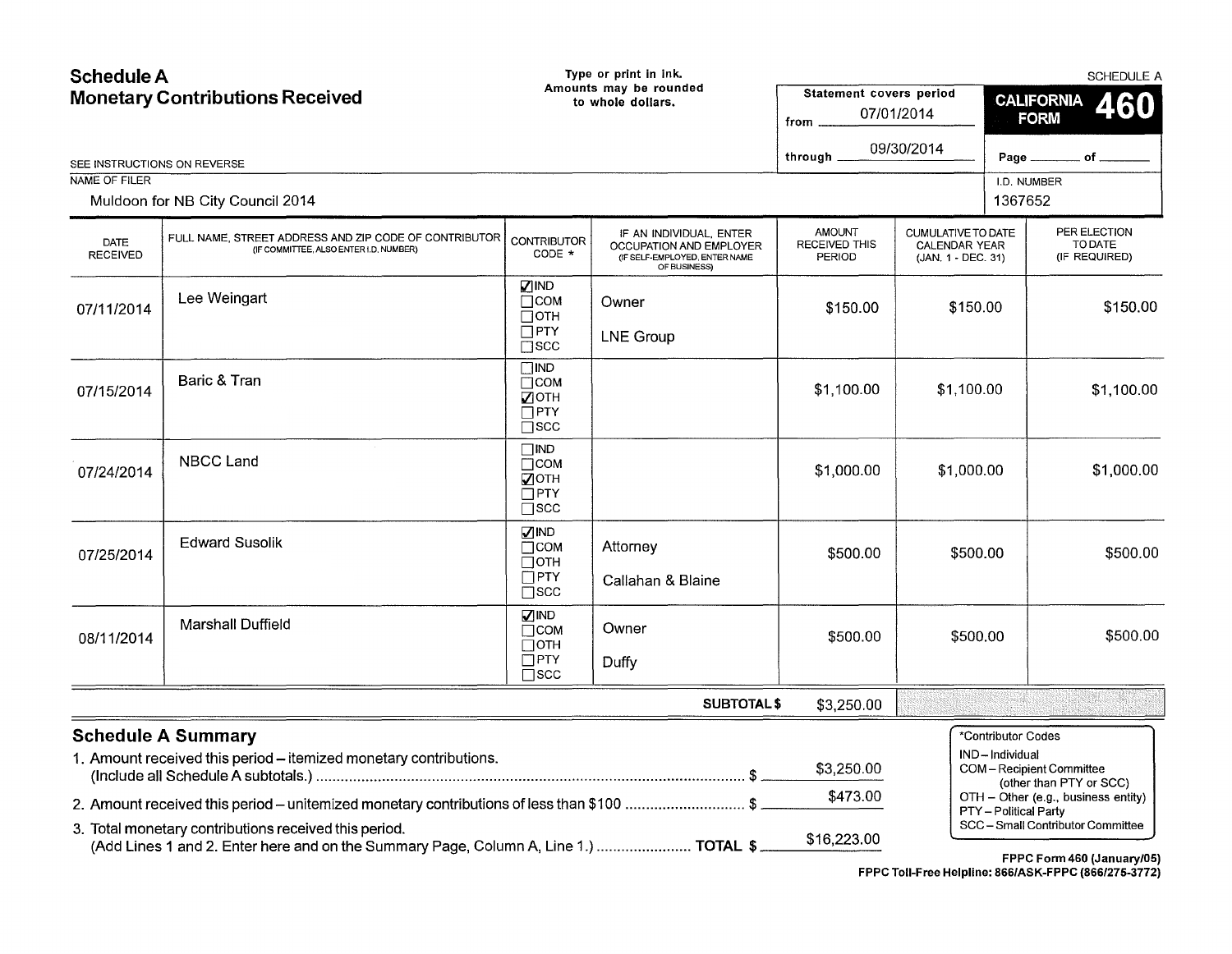# Schedule A
## Monetary Contributions Received

Type or print in ink.
Amounts may be rounded to whole dollars.

SCHEDULE A

Statement covers period
from 07/01/2014
through 09/30/2014

**CALIFORNIA FORM 460**

Page ____ of ____

SEE INSTRUCTIONS ON REVERSE

NAME OF FILER: Muldoon for NB City Council 2014

I.D. NUMBER: 1367652

| DATE RECEIVED | FULL NAME, STREET ADDRESS AND ZIP CODE OF CONTRIBUTOR (IF COMMITTEE, ALSO ENTER I.D. NUMBER) | CONTRIBUTOR CODE * | IF AN INDIVIDUAL, ENTER OCCUPATION AND EMPLOYER (IF SELF-EMPLOYED, ENTER NAME OF BUSINESS) | AMOUNT RECEIVED THIS PERIOD | CUMULATIVE TO DATE CALENDAR YEAR (JAN. 1 - DEC. 31) | PER ELECTION TO DATE (IF REQUIRED) |
|---|---|---|---|---|---|---|
| 07/11/2014 | Lee Weingart | ☑ IND ☐ COM ☐ OTH ☐ PTY ☐ SCC | Owner<br>LNE Group | $150.00 | $150.00 | $150.00 |
| 07/15/2014 | Baric & Tran | ☐ IND ☐ COM ☑ OTH ☐ PTY ☐ SCC | | $1,100.00 | $1,100.00 | $1,100.00 |
| 07/24/2014 | NBCC Land | ☐ IND ☐ COM ☑ OTH ☐ PTY ☐ SCC | | $1,000.00 | $1,000.00 | $1,000.00 |
| 07/25/2014 | Edward Susolik | ☑ IND ☐ COM ☐ OTH ☐ PTY ☐ SCC | Attorney<br>Callahan & Blaine | $500.00 | $500.00 | $500.00 |
| 08/11/2014 | Marshall Duffield | ☑ IND ☐ COM ☐ OTH ☐ PTY ☐ SCC | Owner<br>Duffy | $500.00 | $500.00 | $500.00 |
| | | | **SUBTOTAL $** | $3,250.00 | | |

## Schedule A Summary

1. Amount received this period – itemized monetary contributions. (Include all Schedule A subtotals.) ........ $ $3,250.00
2. Amount received this period – unitemized monetary contributions of less than $100 ........ $ $473.00
3. Total monetary contributions received this period. (Add Lines 1 and 2. Enter here and on the Summary Page, Column A, Line 1.) ........ **TOTAL $** $16,223.00

*Contributor Codes
IND – Individual
COM – Recipient Committee (other than PTY or SCC)
OTH – Other (e.g., business entity)
PTY – Political Party
SCC – Small Contributor Committee

**FPPC Form 460 (January/05)**
**FPPC Toll-Free Helpline: 866/ASK-FPPC (866/275-3772)**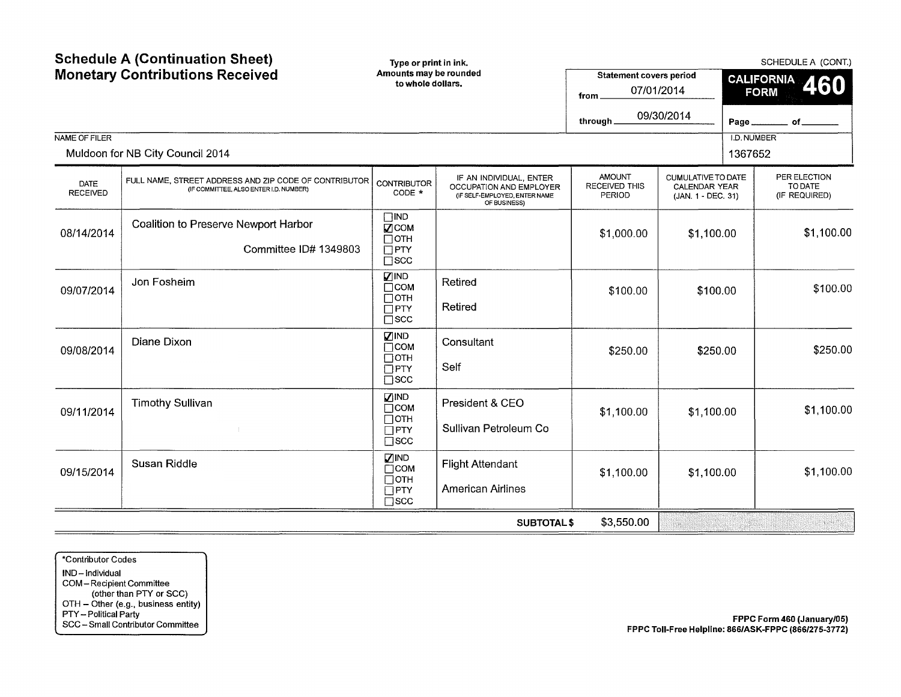# Schedule A (Continuation Sheet)
# Monetary Contributions Received

Type or print in ink.
Amounts may be rounded to whole dollars.

SCHEDULE A (CONT.)

**CALIFORNIA FORM 460**

Statement covers period
from 07/01/2014
through 09/30/2014

Page ______ of ______

NAME OF FILER: Muldoon for NB City Council 2014

I.D. NUMBER: 1367652

| DATE RECEIVED | FULL NAME, STREET ADDRESS AND ZIP CODE OF CONTRIBUTOR (IF COMMITTEE, ALSO ENTER I.D. NUMBER) | CONTRIBUTOR CODE * | IF AN INDIVIDUAL, ENTER OCCUPATION AND EMPLOYER (IF SELF-EMPLOYED, ENTER NAME OF BUSINESS) | AMOUNT RECEIVED THIS PERIOD | CUMULATIVE TO DATE CALENDAR YEAR (JAN. 1 - DEC. 31) | PER ELECTION TO DATE (IF REQUIRED) |
|---|---|---|---|---|---|---|
| 08/14/2014 | Coalition to Preserve Newport Harbor<br>Committee ID# 1349803 | ☐IND ☑COM ☐OTH ☐PTY ☐SCC | | $1,000.00 | $1,100.00 | $1,100.00 |
| 09/07/2014 | Jon Fosheim | ☑IND ☐COM ☐OTH ☐PTY ☐SCC | Retired<br>Retired | $100.00 | $100.00 | $100.00 |
| 09/08/2014 | Diane Dixon | ☑IND ☐COM ☐OTH ☐PTY ☐SCC | Consultant<br>Self | $250.00 | $250.00 | $250.00 |
| 09/11/2014 | Timothy Sullivan | ☑IND ☐COM ☐OTH ☐PTY ☐SCC | President & CEO<br>Sullivan Petroleum Co | $1,100.00 | $1,100.00 | $1,100.00 |
| 09/15/2014 | Susan Riddle | ☑IND ☐COM ☐OTH ☐PTY ☐SCC | Flight Attendant<br>American Airlines | $1,100.00 | $1,100.00 | $1,100.00 |
| | | | **SUBTOTAL $** | $3,550.00 | | |

*Contributor Codes
IND – Individual
COM – Recipient Committee (other than PTY or SCC)
OTH – Other (e.g., business entity)
PTY – Political Party
SCC – Small Contributor Committee

**FPPC Form 460 (January/05)**
**FPPC Toll-Free Helpline: 866/ASK-FPPC (866/275-3772)**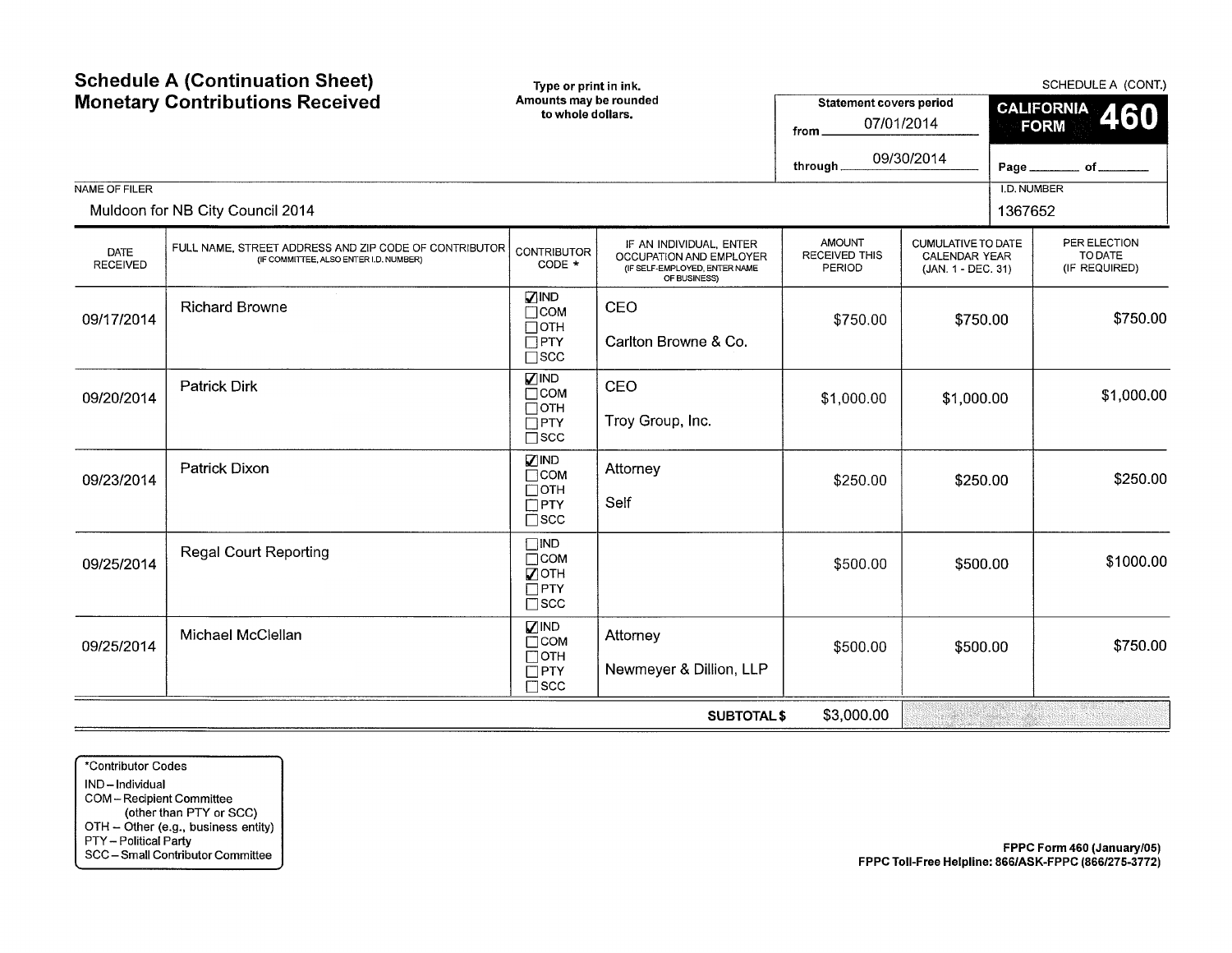# Schedule A (Continuation Sheet)
# Monetary Contributions Received

Type or print in ink.
Amounts may be rounded to whole dollars.

SCHEDULE A (CONT.)

**CALIFORNIA FORM 460**

Statement covers period
from 07/01/2014
through 09/30/2014

Page ______ of ______

NAME OF FILER: Muldoon for NB City Council 2014

I.D. NUMBER: 1367652

| DATE RECEIVED | FULL NAME, STREET ADDRESS AND ZIP CODE OF CONTRIBUTOR (IF COMMITTEE, ALSO ENTER I.D. NUMBER) | CONTRIBUTOR CODE * | IF AN INDIVIDUAL, ENTER OCCUPATION AND EMPLOYER (IF SELF-EMPLOYED, ENTER NAME OF BUSINESS) | AMOUNT RECEIVED THIS PERIOD | CUMULATIVE TO DATE CALENDAR YEAR (JAN. 1 - DEC. 31) | PER ELECTION TO DATE (IF REQUIRED) |
|---|---|---|---|---|---|---|
| 09/17/2014 | Richard Browne | ☑ IND ☐ COM ☐ OTH ☐ PTY ☐ SCC | CEO<br>Carlton Browne & Co. | $750.00 | $750.00 | $750.00 |
| 09/20/2014 | Patrick Dirk | ☑ IND ☐ COM ☐ OTH ☐ PTY ☐ SCC | CEO<br>Troy Group, Inc. | $1,000.00 | $1,000.00 | $1,000.00 |
| 09/23/2014 | Patrick Dixon | ☑ IND ☐ COM ☐ OTH ☐ PTY ☐ SCC | Attorney<br>Self | $250.00 | $250.00 | $250.00 |
| 09/25/2014 | Regal Court Reporting | ☐ IND ☐ COM ☑ OTH ☐ PTY ☐ SCC | | $500.00 | $500.00 | $1000.00 |
| 09/25/2014 | Michael McClellan | ☑ IND ☐ COM ☐ OTH ☐ PTY ☐ SCC | Attorney<br>Newmeyer & Dillion, LLP | $500.00 | $500.00 | $750.00 |
| | | | **SUBTOTAL $** | $3,000.00 | | |

*Contributor Codes
IND – Individual
COM – Recipient Committee (other than PTY or SCC)
OTH – Other (e.g., business entity)
PTY – Political Party
SCC – Small Contributor Committee

**FPPC Form 460 (January/05)**
**FPPC Toll-Free Helpline: 866/ASK-FPPC (866/275-3772)**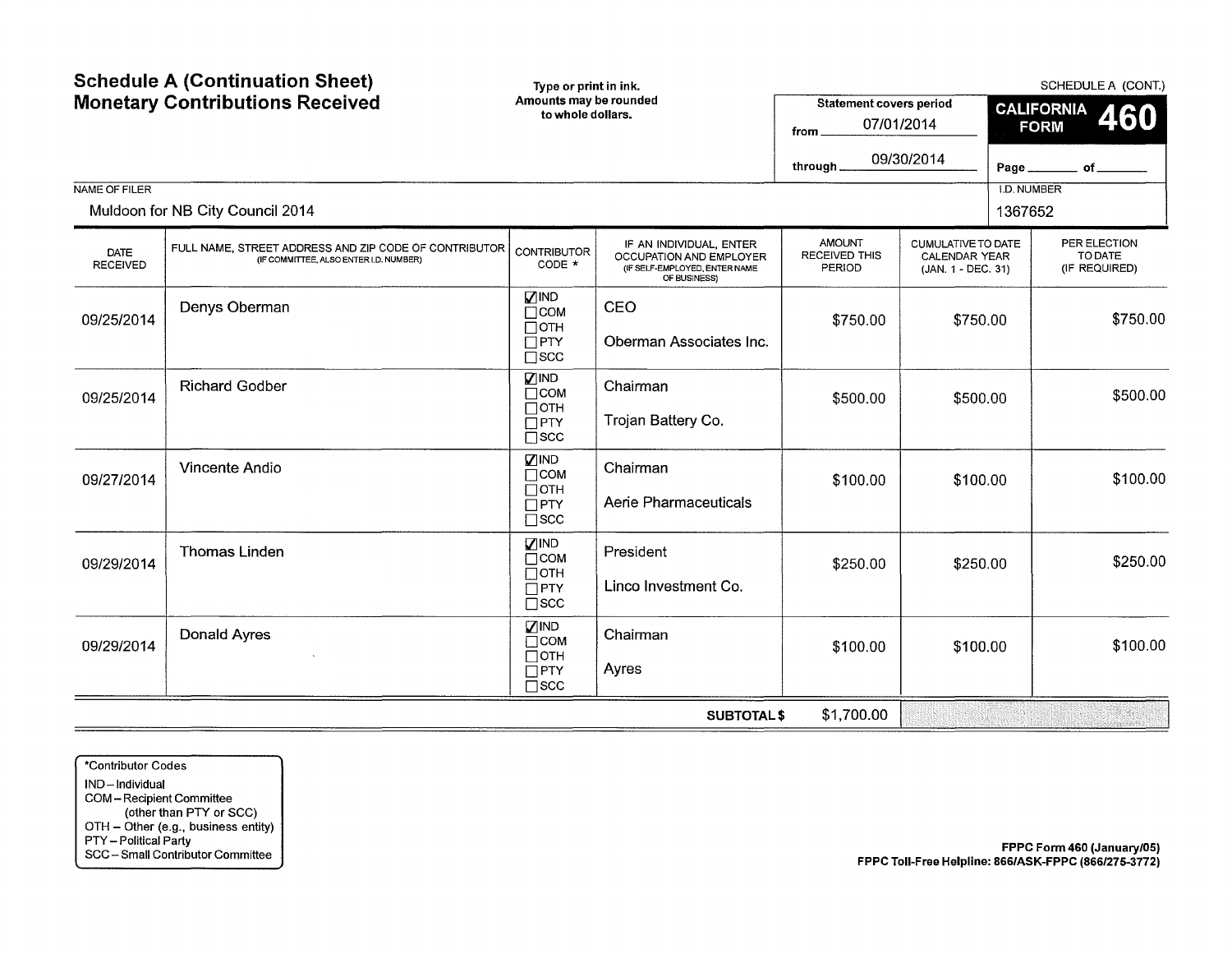# Schedule A (Continuation Sheet)
# Monetary Contributions Received

Type or print in ink.
Amounts may be rounded to whole dollars.

SCHEDULE A (CONT.)

Statement covers period
from 07/01/2014
through 09/30/2014

**CALIFORNIA FORM 460**

Page ______ of ______

NAME OF FILER: Muldoon for NB City Council 2014

I.D. NUMBER: 1367652

| DATE RECEIVED | FULL NAME, STREET ADDRESS AND ZIP CODE OF CONTRIBUTOR (IF COMMITTEE, ALSO ENTER I.D. NUMBER) | CONTRIBUTOR CODE * | IF AN INDIVIDUAL, ENTER OCCUPATION AND EMPLOYER (IF SELF-EMPLOYED, ENTER NAME OF BUSINESS) | AMOUNT RECEIVED THIS PERIOD | CUMULATIVE TO DATE CALENDAR YEAR (JAN. 1 - DEC. 31) | PER ELECTION TO DATE (IF REQUIRED) |
|---|---|---|---|---|---|---|
| 09/25/2014 | Denys Oberman | ☑ IND ☐ COM ☐ OTH ☐ PTY ☐ SCC | CEO<br>Oberman Associates Inc. | $750.00 | $750.00 | $750.00 |
| 09/25/2014 | Richard Godber | ☑ IND ☐ COM ☐ OTH ☐ PTY ☐ SCC | Chairman<br>Trojan Battery Co. | $500.00 | $500.00 | $500.00 |
| 09/27/2014 | Vincente Andio | ☑ IND ☐ COM ☐ OTH ☐ PTY ☐ SCC | Chairman<br>Aerie Pharmaceuticals | $100.00 | $100.00 | $100.00 |
| 09/29/2014 | Thomas Linden | ☑ IND ☐ COM ☐ OTH ☐ PTY ☐ SCC | President<br>Linco Investment Co. | $250.00 | $250.00 | $250.00 |
| 09/29/2014 | Donald Ayres | ☑ IND ☐ COM ☐ OTH ☐ PTY ☐ SCC | Chairman<br>Ayres | $100.00 | $100.00 | $100.00 |
| | | | **SUBTOTAL $** | $1,700.00 | | |

*Contributor Codes
IND – Individual
COM – Recipient Committee (other than PTY or SCC)
OTH – Other (e.g., business entity)
PTY – Political Party
SCC – Small Contributor Committee

**FPPC Form 460 (January/05)**
**FPPC Toll-Free Helpline: 866/ASK-FPPC (866/275-3772)**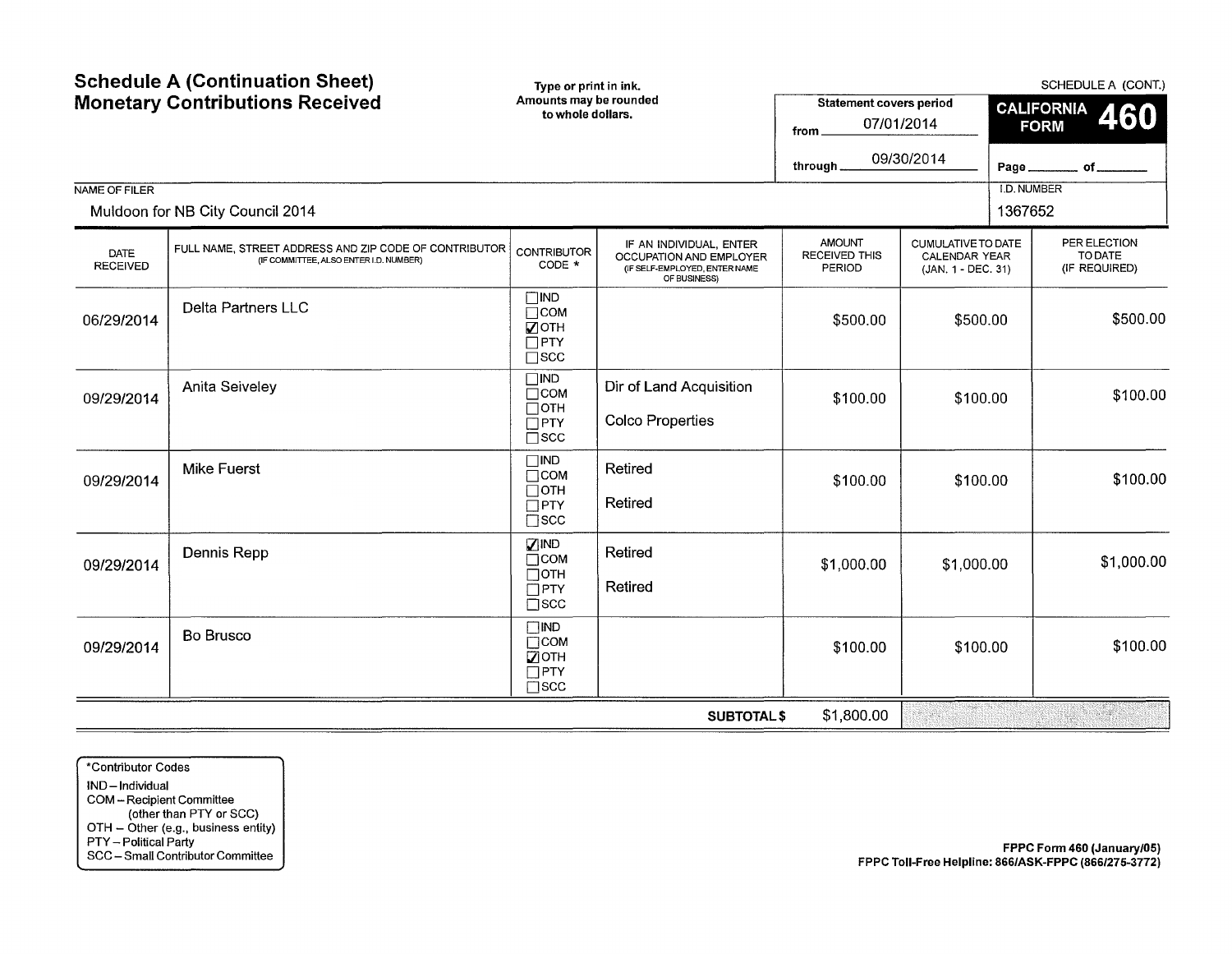# Schedule A (Continuation Sheet)
# Monetary Contributions Received

Type or print in ink.
Amounts may be rounded to whole dollars.

SCHEDULE A (CONT.)

**CALIFORNIA FORM 460**

Statement covers period
from 07/01/2014
through 09/30/2014

Page ____ of ____

NAME OF FILER: Muldoon for NB City Council 2014

I.D. NUMBER: 1367652

| DATE RECEIVED | FULL NAME, STREET ADDRESS AND ZIP CODE OF CONTRIBUTOR (IF COMMITTEE, ALSO ENTER I.D. NUMBER) | CONTRIBUTOR CODE * | IF AN INDIVIDUAL, ENTER OCCUPATION AND EMPLOYER (IF SELF-EMPLOYED, ENTER NAME OF BUSINESS) | AMOUNT RECEIVED THIS PERIOD | CUMULATIVE TO DATE CALENDAR YEAR (JAN. 1 - DEC. 31) | PER ELECTION TO DATE (IF REQUIRED) |
|---|---|---|---|---|---|---|
| 06/29/2014 | Delta Partners LLC | ☐ IND ☐ COM ☑ OTH ☐ PTY ☐ SCC | | $500.00 | $500.00 | $500.00 |
| 09/29/2014 | Anita Seiveley | ☐ IND ☐ COM ☐ OTH ☐ PTY ☐ SCC | Dir of Land Acquisition<br>Colco Properties | $100.00 | $100.00 | $100.00 |
| 09/29/2014 | Mike Fuerst | ☐ IND ☐ COM ☐ OTH ☐ PTY ☐ SCC | Retired<br>Retired | $100.00 | $100.00 | $100.00 |
| 09/29/2014 | Dennis Repp | ☑ IND ☐ COM ☐ OTH ☐ PTY ☐ SCC | Retired<br>Retired | $1,000.00 | $1,000.00 | $1,000.00 |
| 09/29/2014 | Bo Brusco | ☐ IND ☐ COM ☑ OTH ☐ PTY ☐ SCC | | $100.00 | $100.00 | $100.00 |
| | | | **SUBTOTAL $** | $1,800.00 | | |

*Contributor Codes
- IND – Individual
- COM – Recipient Committee (other than PTY or SCC)
- OTH – Other (e.g., business entity)
- PTY – Political Party
- SCC – Small Contributor Committee

**FPPC Form 460 (January/05)**
**FPPC Toll-Free Helpline: 866/ASK-FPPC (866/275-3772)**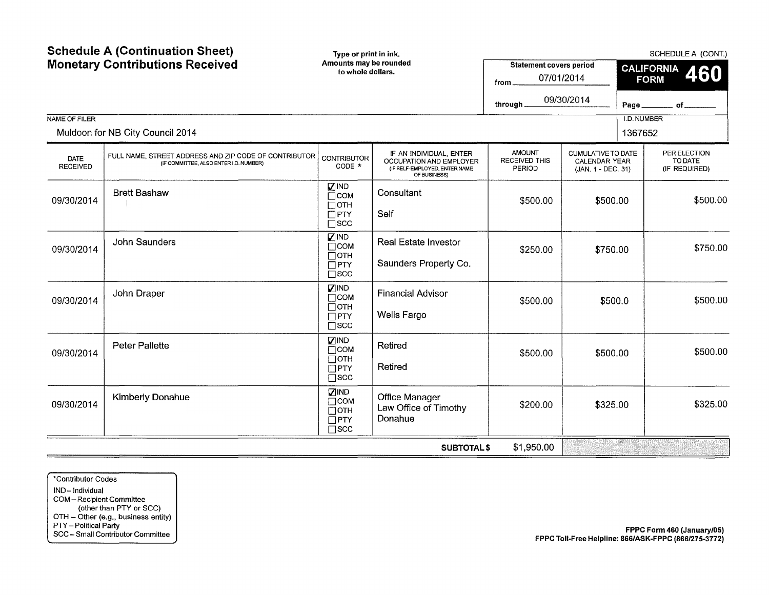# Schedule A (Continuation Sheet)
# Monetary Contributions Received

Type or print in ink.
Amounts may be rounded to whole dollars.

SCHEDULE A (CONT.)

**CALIFORNIA FORM 460**

Statement covers period
from 07/01/2014
through 09/30/2014

Page ______ of ______

NAME OF FILER: Muldoon for NB City Council 2014

I.D. NUMBER: 1367652

| DATE RECEIVED | FULL NAME, STREET ADDRESS AND ZIP CODE OF CONTRIBUTOR (IF COMMITTEE, ALSO ENTER I.D. NUMBER) | CONTRIBUTOR CODE * | IF AN INDIVIDUAL, ENTER OCCUPATION AND EMPLOYER (IF SELF-EMPLOYED, ENTER NAME OF BUSINESS) | AMOUNT RECEIVED THIS PERIOD | CUMULATIVE TO DATE CALENDAR YEAR (JAN. 1 - DEC. 31) | PER ELECTION TO DATE (IF REQUIRED) |
|---|---|---|---|---|---|---|
| 09/30/2014 | Brett Bashaw | ☑ IND ☐ COM ☐ OTH ☐ PTY ☐ SCC | Consultant<br>Self | $500.00 | $500.00 | $500.00 |
| 09/30/2014 | John Saunders | ☑ IND ☐ COM ☐ OTH ☐ PTY ☐ SCC | Real Estate Investor<br>Saunders Property Co. | $250.00 | $750.00 | $750.00 |
| 09/30/2014 | John Draper | ☑ IND ☐ COM ☐ OTH ☐ PTY ☐ SCC | Financial Advisor<br>Wells Fargo | $500.00 | $500.0 | $500.00 |
| 09/30/2014 | Peter Pallette | ☑ IND ☐ COM ☐ OTH ☐ PTY ☐ SCC | Retired<br>Retired | $500.00 | $500.00 | $500.00 |
| 09/30/2014 | Kimberly Donahue | ☑ IND ☐ COM ☐ OTH ☐ PTY ☐ SCC | Office Manager<br>Law Office of Timothy Donahue | $200.00 | $325.00 | $325.00 |
| | | | **SUBTOTAL $** | $1,950.00 | | |

*Contributor Codes
IND – Individual
COM – Recipient Committee (other than PTY or SCC)
OTH – Other (e.g., business entity)
PTY – Political Party
SCC – Small Contributor Committee

FPPC Form 460 (January/05)
FPPC Toll-Free Helpline: 866/ASK-FPPC (866/275-3772)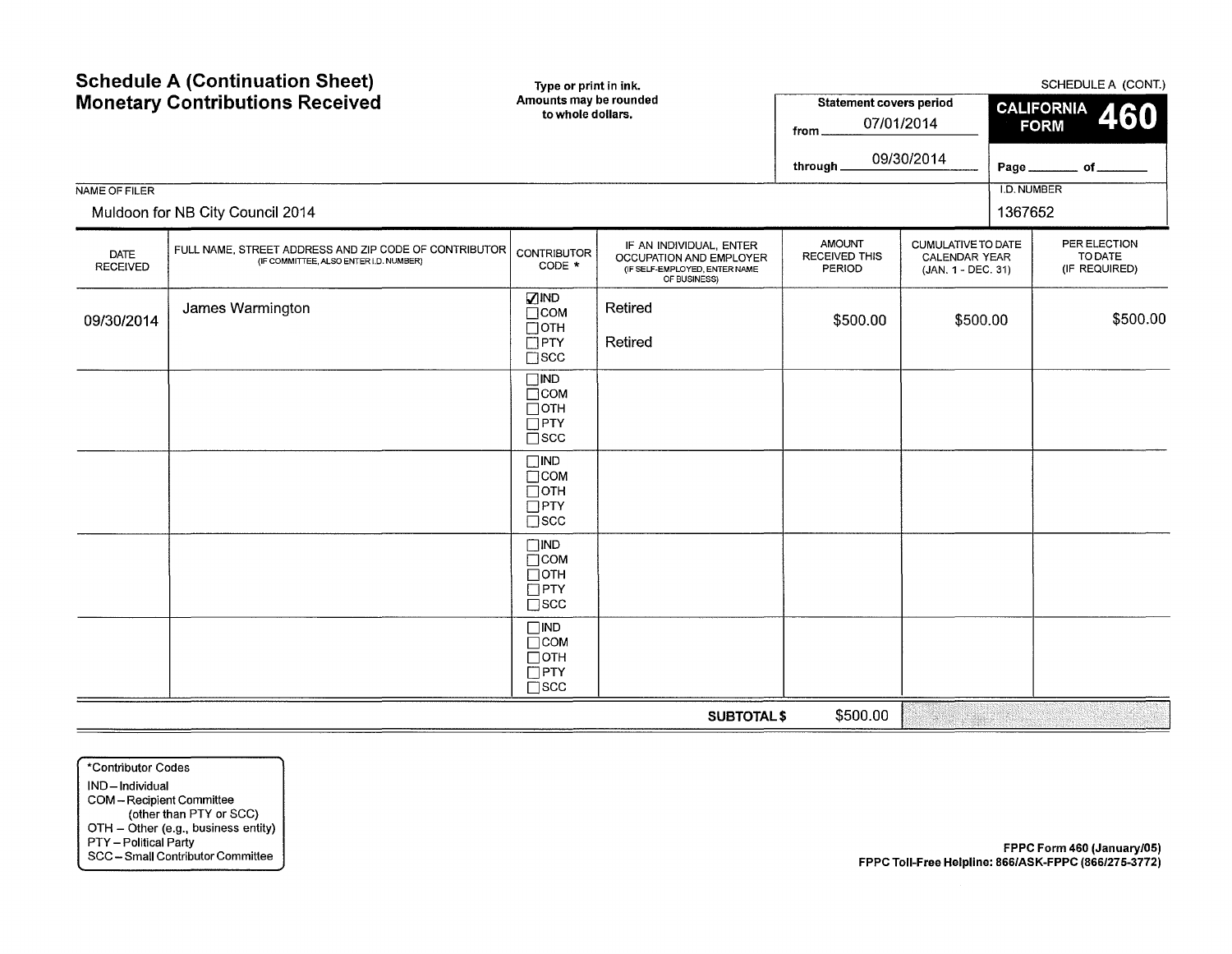# Schedule A (Continuation Sheet)
# Monetary Contributions Received

**Type or print in ink.**
**Amounts may be rounded to whole dollars.**

**Statement covers period**
from 07/01/2014
through 09/30/2014

SCHEDULE A (CONT.)

**CALIFORNIA FORM 460**

Page ______ of ______

NAME OF FILER
Muldoon for NB City Council 2014

I.D. NUMBER
1367652

| DATE RECEIVED | FULL NAME, STREET ADDRESS AND ZIP CODE OF CONTRIBUTOR (IF COMMITTEE, ALSO ENTER I.D. NUMBER) | CONTRIBUTOR CODE * | IF AN INDIVIDUAL, ENTER OCCUPATION AND EMPLOYER (IF SELF-EMPLOYED, ENTER NAME OF BUSINESS) | AMOUNT RECEIVED THIS PERIOD | CUMULATIVE TO DATE CALENDAR YEAR (JAN. 1 - DEC. 31) | PER ELECTION TO DATE (IF REQUIRED) |
|---|---|---|---|---|---|---|
| 09/30/2014 | James Warmington | ☑ IND ☐ COM ☐ OTH ☐ PTY ☐ SCC | Retired<br>Retired | $500.00 | $500.00 | $500.00 |
| | | ☐ IND ☐ COM ☐ OTH ☐ PTY ☐ SCC | | | | |
| | | ☐ IND ☐ COM ☐ OTH ☐ PTY ☐ SCC | | | | |
| | | ☐ IND ☐ COM ☐ OTH ☐ PTY ☐ SCC | | | | |
| | | ☐ IND ☐ COM ☐ OTH ☐ PTY ☐ SCC | | | | |
| | | | **SUBTOTAL $** | $500.00 | | |

*Contributor Codes
- IND – Individual
- COM – Recipient Committee (other than PTY or SCC)
- OTH – Other (e.g., business entity)
- PTY – Political Party
- SCC – Small Contributor Committee

**FPPC Form 460 (January/05)**
**FPPC Toll-Free Helpline: 866/ASK-FPPC (866/275-3772)**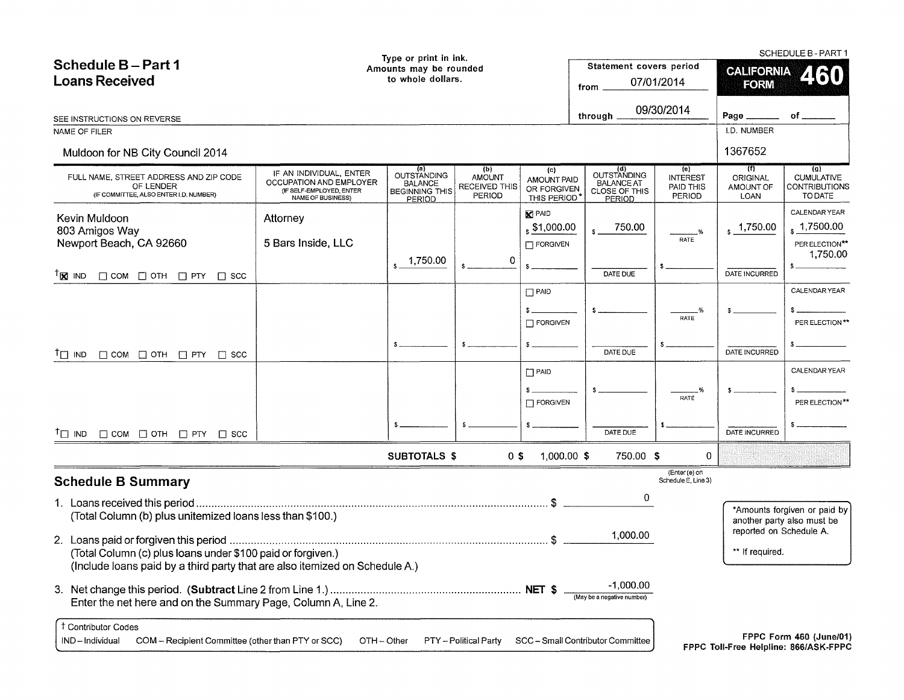SCHEDULE B - PART 1

# Schedule B – Part 1
## Loans Received

Type or print in ink.
Amounts may be rounded to whole dollars.

Statement covers period
from 07/01/2014
through 09/30/2014

**CALIFORNIA FORM 460**

Page ______ of ______

SEE INSTRUCTIONS ON REVERSE

NAME OF FILER: Muldoon for NB City Council 2014

I.D. NUMBER: 1367652

| FULL NAME, STREET ADDRESS AND ZIP CODE OF LENDER (IF COMMITTEE, ALSO ENTER I.D. NUMBER) | IF AN INDIVIDUAL, ENTER OCCUPATION AND EMPLOYER (IF SELF-EMPLOYED, ENTER NAME OF BUSINESS) | (a) OUTSTANDING BALANCE BEGINNING THIS PERIOD | (b) AMOUNT RECEIVED THIS PERIOD | (c) AMOUNT PAID OR FORGIVEN THIS PERIOD* | (d) OUTSTANDING BALANCE AT CLOSE OF THIS PERIOD | (e) INTEREST PAID THIS PERIOD | (f) ORIGINAL AMOUNT OF LOAN | (g) CUMULATIVE CONTRIBUTIONS TO DATE |
|---|---|---|---|---|---|---|---|---|
| Kevin Muldoon<br>803 Amigos Way<br>Newport Beach, CA 92660<br>†[X] IND [ ] COM [ ] OTH [ ] PTY [ ] SCC | Attorney<br>5 Bars Inside, LLC | $ 1,750.00 | $ 0 | [X] PAID $1,000.00<br>[ ] FORGIVEN<br>$ | $ 750.00<br>DATE DUE | ___% RATE<br>$ | $ 1,750.00<br>DATE INCURRED | CALENDAR YEAR $ 1,7500.00<br>PER ELECTION** $ 1,750.00 |
| †[ ] IND [ ] COM [ ] OTH [ ] PTY [ ] SCC | | $ | $ | [ ] PAID $<br>[ ] FORGIVEN<br>$ | $<br>DATE DUE | ___% RATE<br>$ | $<br>DATE INCURRED | CALENDAR YEAR $<br>PER ELECTION** $ |
| †[ ] IND [ ] COM [ ] OTH [ ] PTY [ ] SCC | | $ | $ | [ ] PAID $<br>[ ] FORGIVEN<br>$ | $<br>DATE DUE | ___% RATE<br>$ | $<br>DATE INCURRED | CALENDAR YEAR $<br>PER ELECTION** $ |
| | | **SUBTOTALS $** | 0 | $ 1,000.00 | $ 750.00 | $ 0 | | |

(Enter (e) on Schedule E, Line 3)

## Schedule B Summary

1. Loans received this period ........ $ 0
   (Total Column (b) plus unitemized loans less than $100.)

2. Loans paid or forgiven this period ........ $ 1,000.00
   (Total Column (c) plus loans under $100 paid or forgiven.)
   (Include loans paid by a third party that are also itemized on Schedule A.)

3. Net change this period. (**Subtract** Line 2 from Line 1.) ........ **NET $** -1,000.00 (May be a negative number)
   Enter the net here and on the Summary Page, Column A, Line 2.

*Amounts forgiven or paid by another party also must be reported on Schedule A.

** If required.

† Contributor Codes
IND – Individual COM – Recipient Committee (other than PTY or SCC) OTH – Other PTY – Political Party SCC – Small Contributor Committee

FPPC Form 460 (June/01)
FPPC Toll-Free Helpline: 866/ASK-FPPC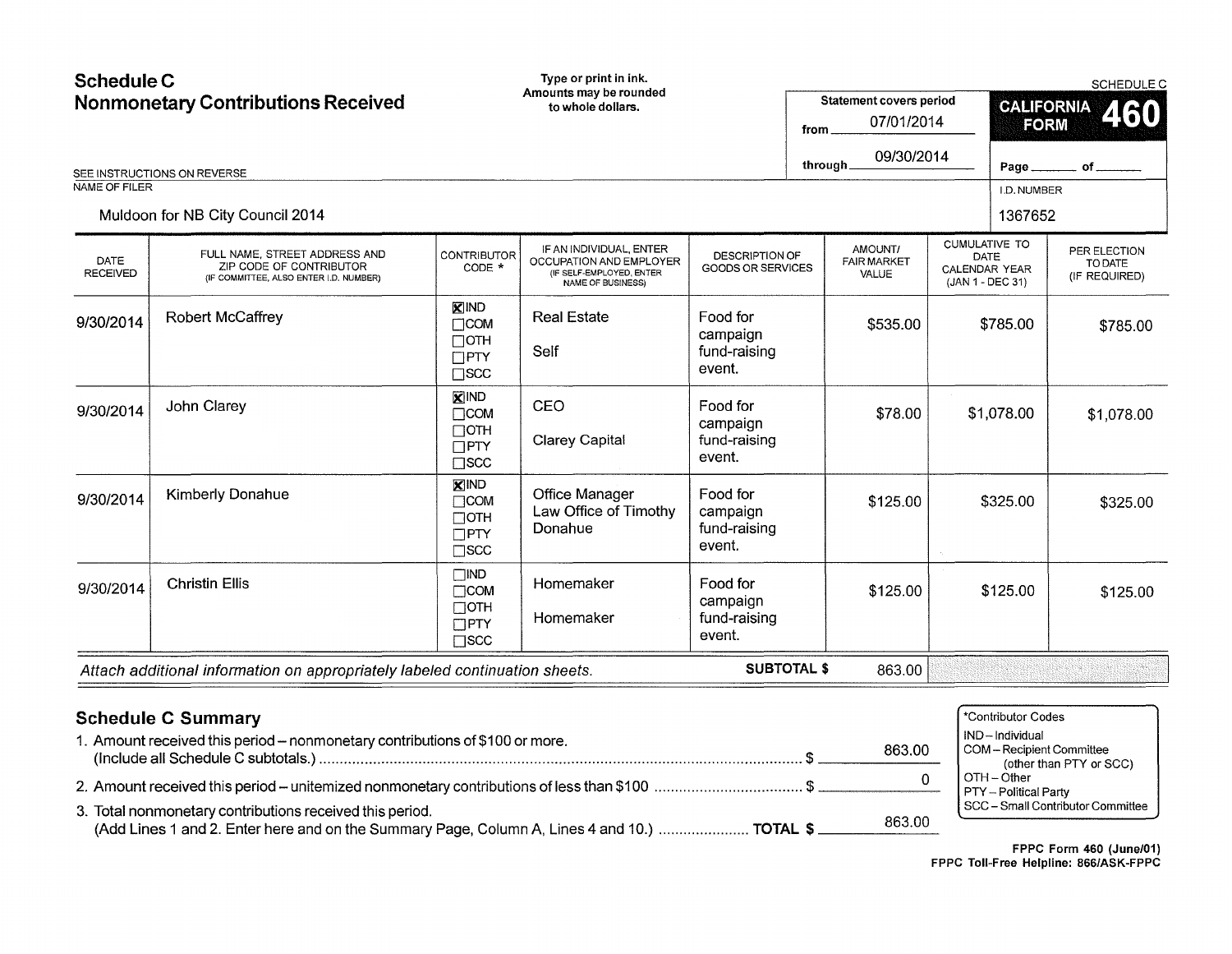# Schedule C
## Nonmonetary Contributions Received

Type or print in ink.
Amounts may be rounded to whole dollars.

SCHEDULE C

**CALIFORNIA FORM 460**

Statement covers period
from 07/01/2014
through 09/30/2014

Page ______ of ______

SEE INSTRUCTIONS ON REVERSE

NAME OF FILER: Muldoon for NB City Council 2014

I.D. NUMBER: 1367652

| DATE RECEIVED | FULL NAME, STREET ADDRESS AND ZIP CODE OF CONTRIBUTOR (IF COMMITTEE, ALSO ENTER I.D. NUMBER) | CONTRIBUTOR CODE * | IF AN INDIVIDUAL, ENTER OCCUPATION AND EMPLOYER (IF SELF-EMPLOYED, ENTER NAME OF BUSINESS) | DESCRIPTION OF GOODS OR SERVICES | AMOUNT/ FAIR MARKET VALUE | CUMULATIVE TO DATE CALENDAR YEAR (JAN 1 - DEC 31) | PER ELECTION TO DATE (IF REQUIRED) |
|---|---|---|---|---|---|---|---|
| 9/30/2014 | Robert McCaffrey | ☒IND ☐COM ☐OTH ☐PTY ☐SCC | Real Estate<br>Self | Food for campaign fund-raising event. | $535.00 | $785.00 | $785.00 |
| 9/30/2014 | John Clarey | ☒IND ☐COM ☐OTH ☐PTY ☐SCC | CEO<br>Clarey Capital | Food for campaign fund-raising event. | $78.00 | $1,078.00 | $1,078.00 |
| 9/30/2014 | Kimberly Donahue | ☒IND ☐COM ☐OTH ☐PTY ☐SCC | Office Manager Law Office of Timothy Donahue | Food for campaign fund-raising event. | $125.00 | $325.00 | $325.00 |
| 9/30/2014 | Christin Ellis | ☐IND ☐COM ☐OTH ☐PTY ☐SCC | Homemaker<br>Homemaker | Food for campaign fund-raising event. | $125.00 | $125.00 | $125.00 |

*Attach additional information on appropriately labeled continuation sheets.* **SUBTOTAL $** 863.00

## Schedule C Summary

1. Amount received this period – nonmonetary contributions of $100 or more. (Include all Schedule C subtotals.) .................... $ 863.00
2. Amount received this period – unitemized nonmonetary contributions of less than $100 .................... $ 0
3. Total nonmonetary contributions received this period. (Add Lines 1 and 2. Enter here and on the Summary Page, Column A, Lines 4 and 10.) .................... **TOTAL $** 863.00

*Contributor Codes
- IND – Individual
- COM – Recipient Committee (other than PTY or SCC)
- OTH – Other
- PTY – Political Party
- SCC – Small Contributor Committee

**FPPC Form 460 (June/01)**
**FPPC Toll-Free Helpline: 866/ASK-FPPC**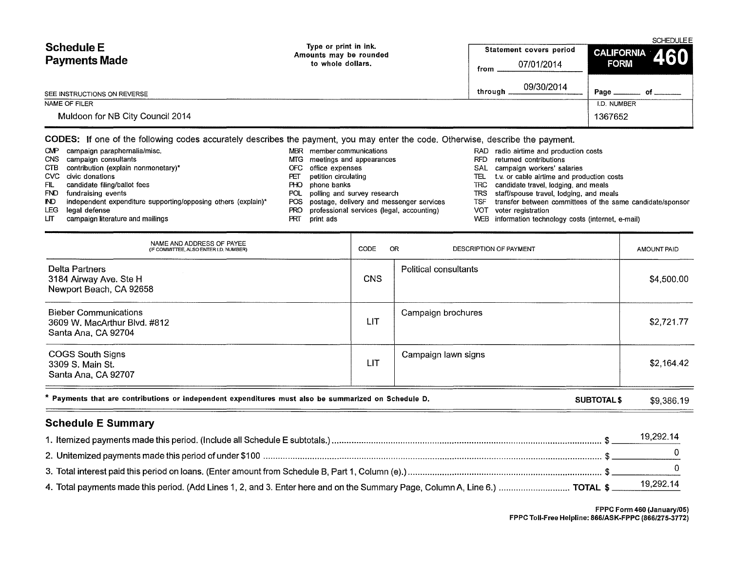# Schedule E
# Payments Made

Type or print in ink.
Amounts may be rounded to whole dollars.

Statement covers period
from 07/01/2014
through 09/30/2014

SCHEDULE E
**CALIFORNIA FORM 460**

Page ______ of ______

SEE INSTRUCTIONS ON REVERSE

| NAME OF FILER | I.D. NUMBER |
|---|---|
| Muldoon for NB City Council 2014 | 1367652 |

**CODES:** If one of the following codes accurately describes the payment, you may enter the code. Otherwise, describe the payment.

- CMP campaign paraphernalia/misc.
- CNS campaign consultants
- CTB contribution (explain nonmonetary)*
- CVC civic donations
- FIL candidate filing/ballot fees
- FND fundraising events
- IND independent expenditure supporting/opposing others (explain)*
- LEG legal defense
- LIT campaign literature and mailings
- MBR member communications
- MTG meetings and appearances
- OFC office expenses
- PET petition circulating
- PHO phone banks
- POL polling and survey research
- POS postage, delivery and messenger services
- PRO professional services (legal, accounting)
- PRT print ads
- RAD radio airtime and production costs
- RFD returned contributions
- SAL campaign workers' salaries
- TEL t.v. or cable airtime and production costs
- TRC candidate travel, lodging, and meals
- TRS staff/spouse travel, lodging, and meals
- TSF transfer between committees of the same candidate/sponsor
- VOT voter registration
- WEB information technology costs (internet, e-mail)

| NAME AND ADDRESS OF PAYEE (IF COMMITTEE, ALSO ENTER I.D. NUMBER) | CODE | OR DESCRIPTION OF PAYMENT | AMOUNT PAID |
|---|---|---|---|
| Delta Partners<br>3184 Airway Ave. Ste H<br>Newport Beach, CA 92658 | CNS | Political consultants | $4,500.00 |
| Bieber Communications<br>3609 W. MacArthur Blvd. #812<br>Santa Ana, CA 92704 | LIT | Campaign brochures | $2,721.77 |
| COGS South Signs<br>3309 S. Main St.<br>Santa Ana, CA 92707 | LIT | Campaign lawn signs | $2,164.42 |

**\* Payments that are contributions or independent expenditures must also be summarized on Schedule D.** **SUBTOTAL $** $9,386.19

## Schedule E Summary

1. Itemized payments made this period. (Include all Schedule E subtotals.) $ 19,292.14
2. Unitemized payments made this period of under $100 $ 0
3. Total interest paid this period on loans. (Enter amount from Schedule B, Part 1, Column (e).) $ 0
4. Total payments made this period. (Add Lines 1, 2, and 3. Enter here and on the Summary Page, Column A, Line 6.) **TOTAL $** 19,292.14

**FPPC Form 460 (January/05)**
**FPPC Toll-Free Helpline: 866/ASK-FPPC (866/275-3772)**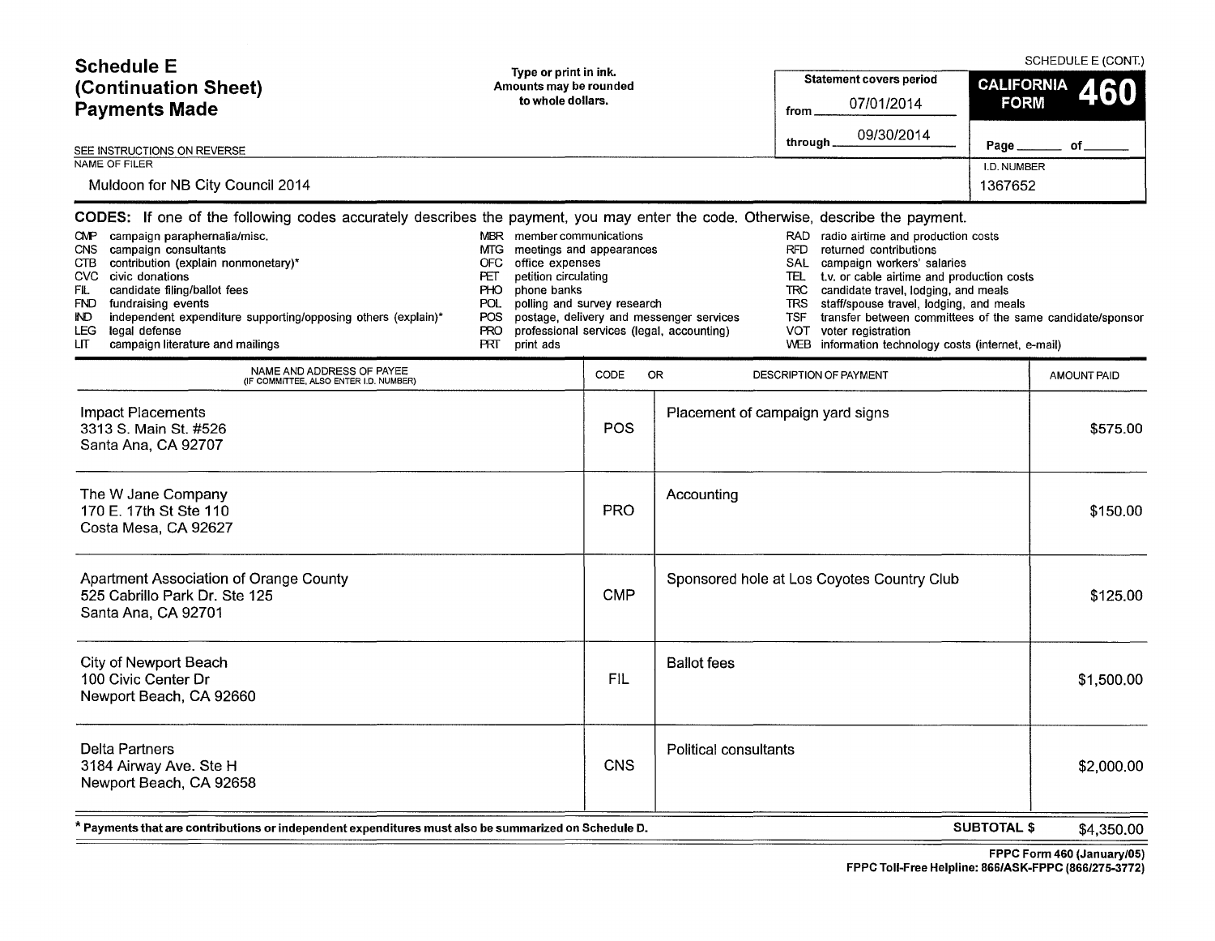# Schedule E (Continuation Sheet) Payments Made

SCHEDULE E (CONT.)

Type or print in ink.
Amounts may be rounded to whole dollars.

Statement covers period
from 07/01/2014
through 09/30/2014

**CALIFORNIA FORM 460**

Page _______ of _______

SEE INSTRUCTIONS ON REVERSE

NAME OF FILER: Muldoon for NB City Council 2014

I.D. NUMBER: 1367652

**CODES:** If one of the following codes accurately describes the payment, you may enter the code. Otherwise, describe the payment.

- CMP campaign paraphernalia/misc.
- CNS campaign consultants
- CTB contribution (explain nonmonetary)*
- CVC civic donations
- FIL candidate filing/ballot fees
- FND fundraising events
- IND independent expenditure supporting/opposing others (explain)*
- LEG legal defense
- LIT campaign literature and mailings
- MBR member communications
- MTG meetings and appearances
- OFC office expenses
- PET petition circulating
- PHO phone banks
- POL polling and survey research
- POS postage, delivery and messenger services
- PRO professional services (legal, accounting)
- PRT print ads
- RAD radio airtime and production costs
- RFD returned contributions
- SAL campaign workers' salaries
- TEL t.v. or cable airtime and production costs
- TRC candidate travel, lodging, and meals
- TRS staff/spouse travel, lodging, and meals
- TSF transfer between committees of the same candidate/sponsor
- VOT voter registration
- WEB information technology costs (internet, e-mail)

| NAME AND ADDRESS OF PAYEE (IF COMMITTEE, ALSO ENTER I.D. NUMBER) | CODE | OR DESCRIPTION OF PAYMENT | AMOUNT PAID |
|---|---|---|---|
| Impact Placements<br>3313 S. Main St. #526<br>Santa Ana, CA 92707 | POS | Placement of campaign yard signs | $575.00 |
| The W Jane Company<br>170 E. 17th St Ste 110<br>Costa Mesa, CA 92627 | PRO | Accounting | $150.00 |
| Apartment Association of Orange County<br>525 Cabrillo Park Dr. Ste 125<br>Santa Ana, CA 92701 | CMP | Sponsored hole at Los Coyotes Country Club | $125.00 |
| City of Newport Beach<br>100 Civic Center Dr<br>Newport Beach, CA 92660 | FIL | Ballot fees | $1,500.00 |
| Delta Partners<br>3184 Airway Ave. Ste H<br>Newport Beach, CA 92658 | CNS | Political consultants | $2,000.00 |

* Payments that are contributions or independent expenditures must also be summarized on Schedule D.

**SUBTOTAL $** $4,350.00

FPPC Form 460 (January/05)
FPPC Toll-Free Helpline: 866/ASK-FPPC (866/275-3772)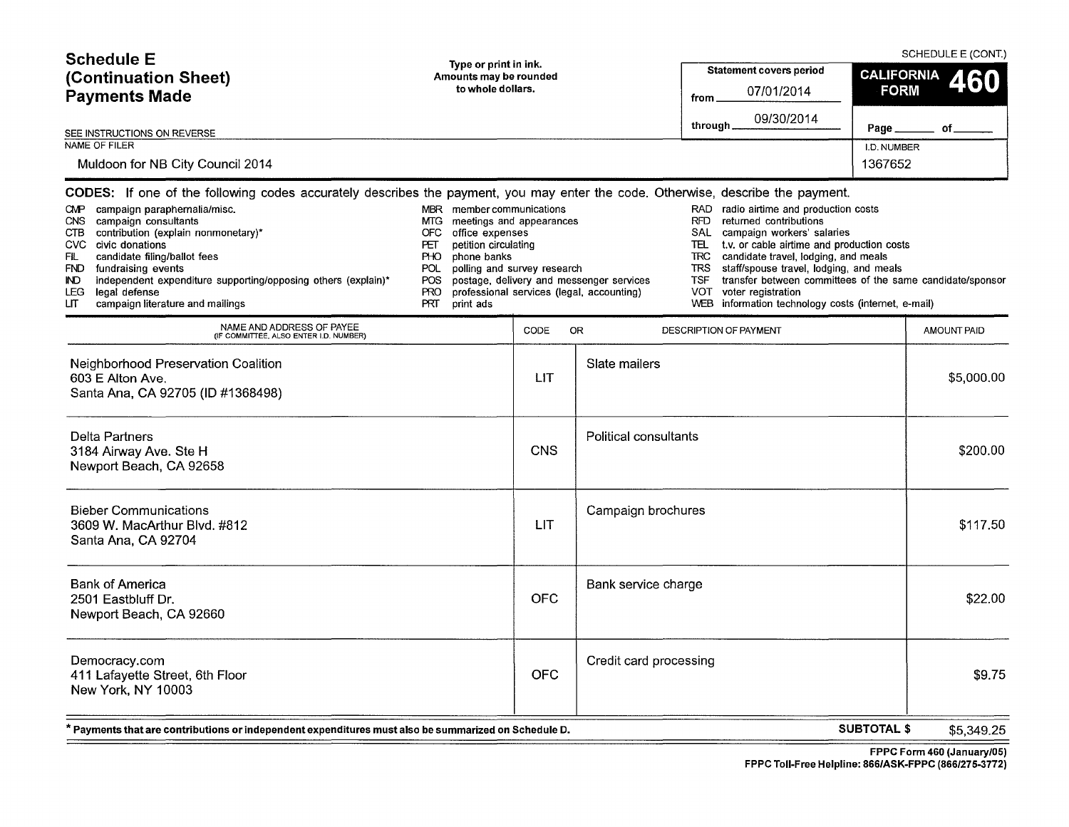SCHEDULE E (CONT.)

# Schedule E (Continuation Sheet) Payments Made

Type or print in ink.
Amounts may be rounded to whole dollars.

Statement covers period
from 07/01/2014
through 09/30/2014

**CALIFORNIA FORM 460**

Page _______ of _______

SEE INSTRUCTIONS ON REVERSE

NAME OF FILER: Muldoon for NB City Council 2014

I.D. NUMBER: 1367652

**CODES:** If one of the following codes accurately describes the payment, you may enter the code. Otherwise, describe the payment.

- CMP campaign paraphernalia/misc.
- CNS campaign consultants
- CTB contribution (explain nonmonetary)*
- CVC civic donations
- FIL candidate filing/ballot fees
- FND fundraising events
- IND independent expenditure supporting/opposing others (explain)*
- LEG legal defense
- LIT campaign literature and mailings
- MBR member communications
- MTG meetings and appearances
- OFC office expenses
- PET petition circulating
- PHO phone banks
- POL polling and survey research
- POS postage, delivery and messenger services
- PRO professional services (legal, accounting)
- PRT print ads
- RAD radio airtime and production costs
- RFD returned contributions
- SAL campaign workers' salaries
- TEL t.v. or cable airtime and production costs
- TRC candidate travel, lodging, and meals
- TRS staff/spouse travel, lodging, and meals
- TSF transfer between committees of the same candidate/sponsor
- VOT voter registration
- WEB information technology costs (internet, e-mail)

| NAME AND ADDRESS OF PAYEE (IF COMMITTEE, ALSO ENTER I.D. NUMBER) | CODE | OR DESCRIPTION OF PAYMENT | AMOUNT PAID |
|---|---|---|---|
| Neighborhood Preservation Coalition<br>603 E Alton Ave.<br>Santa Ana, CA 92705 (ID #1368498) | LIT | Slate mailers | $5,000.00 |
| Delta Partners<br>3184 Airway Ave. Ste H<br>Newport Beach, CA 92658 | CNS | Political consultants | $200.00 |
| Bieber Communications<br>3609 W. MacArthur Blvd. #812<br>Santa Ana, CA 92704 | LIT | Campaign brochures | $117.50 |
| Bank of America<br>2501 Eastbluff Dr.<br>Newport Beach, CA 92660 | OFC | Bank service charge | $22.00 |
| Democracy.com<br>411 Lafayette Street, 6th Floor<br>New York, NY 10003 | OFC | Credit card processing | $9.75 |

\* Payments that are contributions or independent expenditures must also be summarized on Schedule D.

**SUBTOTAL $** $5,349.25

FPPC Form 460 (January/05)
FPPC Toll-Free Helpline: 866/ASK-FPPC (866/275-3772)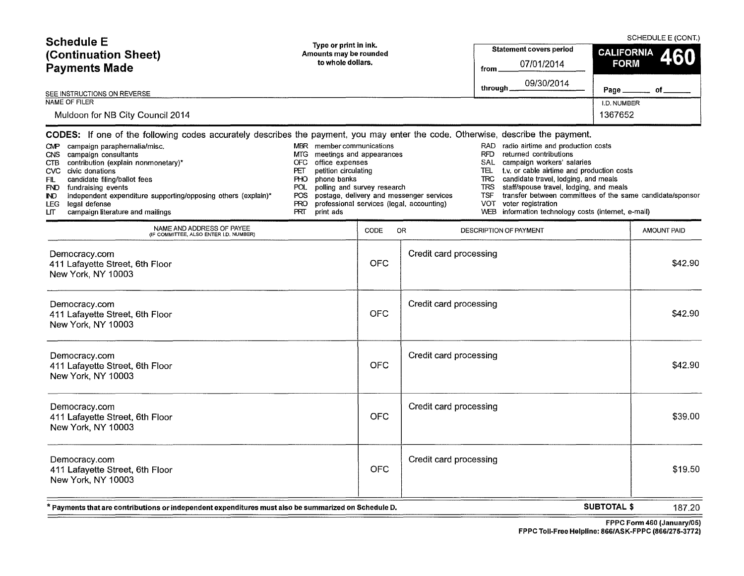# Schedule E (Continuation Sheet) Payments Made

SCHEDULE E (CONT.)

Type or print in ink.
Amounts may be rounded to whole dollars.

| Statement covers period | CALIFORNIA FORM 460 |
|---|---|
| from 07/01/2014 | |
| through 09/30/2014 | Page ______ of ______ |

SEE INSTRUCTIONS ON REVERSE

| NAME OF FILER | I.D. NUMBER |
|---|---|
| Muldoon for NB City Council 2014 | 1367652 |

**CODES:** If one of the following codes accurately describes the payment, you may enter the code. Otherwise, describe the payment.

- CMP campaign paraphernalia/misc.
- CNS campaign consultants
- CTB contribution (explain nonmonetary)*
- CVC civic donations
- FIL candidate filing/ballot fees
- FND fundraising events
- IND independent expenditure supporting/opposing others (explain)*
- LEG legal defense
- LIT campaign literature and mailings
- MBR member communications
- MTG meetings and appearances
- OFC office expenses
- PET petition circulating
- PHO phone banks
- POL polling and survey research
- POS postage, delivery and messenger services
- PRO professional services (legal, accounting)
- PRT print ads
- RAD radio airtime and production costs
- RFD returned contributions
- SAL campaign workers' salaries
- TEL t.v. or cable airtime and production costs
- TRC candidate travel, lodging, and meals
- TRS staff/spouse travel, lodging, and meals
- TSF transfer between committees of the same candidate/sponsor
- VOT voter registration
- WEB information technology costs (internet, e-mail)

| NAME AND ADDRESS OF PAYEE (IF COMMITTEE, ALSO ENTER I.D. NUMBER) | CODE | OR DESCRIPTION OF PAYMENT | AMOUNT PAID |
|---|---|---|---|
| Democracy.com<br>411 Lafayette Street, 6th Floor<br>New York, NY 10003 | OFC | Credit card processing | $42.90 |
| Democracy.com<br>411 Lafayette Street, 6th Floor<br>New York, NY 10003 | OFC | Credit card processing | $42.90 |
| Democracy.com<br>411 Lafayette Street, 6th Floor<br>New York, NY 10003 | OFC | Credit card processing | $42.90 |
| Democracy.com<br>411 Lafayette Street, 6th Floor<br>New York, NY 10003 | OFC | Credit card processing | $39.00 |
| Democracy.com<br>411 Lafayette Street, 6th Floor<br>New York, NY 10003 | OFC | Credit card processing | $19.50 |

\* Payments that are contributions or independent expenditures must also be summarized on Schedule D.

**SUBTOTAL $** 187.20

FPPC Form 460 (January/05)
FPPC Toll-Free Helpline: 866/ASK-FPPC (866/275-3772)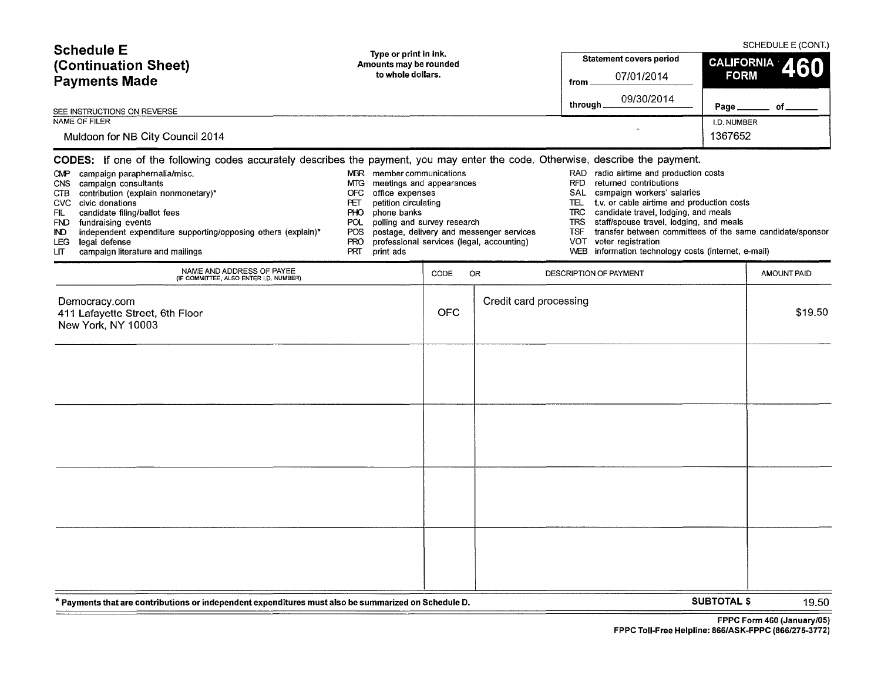# Schedule E (Continuation Sheet) Payments Made

SCHEDULE E (CONT.)

Type or print in ink.
Amounts may be rounded to whole dollars.

Statement covers period
from 07/01/2014
through 09/30/2014

**CALIFORNIA FORM 460**

Page _______ of _______

SEE INSTRUCTIONS ON REVERSE

NAME OF FILER
Muldoon for NB City Council 2014

I.D. NUMBER
1367652

**CODES:** If one of the following codes accurately describes the payment, you may enter the code. Otherwise, describe the payment.

- CMP campaign paraphernalia/misc.
- CNS campaign consultants
- CTB contribution (explain nonmonetary)*
- CVC civic donations
- FIL candidate filing/ballot fees
- FND fundraising events
- IND independent expenditure supporting/opposing others (explain)*
- LEG legal defense
- LIT campaign literature and mailings
- MBR member communications
- MTG meetings and appearances
- OFC office expenses
- PET petition circulating
- PHO phone banks
- POL polling and survey research
- POS postage, delivery and messenger services
- PRO professional services (legal, accounting)
- PRT print ads
- RAD radio airtime and production costs
- RFD returned contributions
- SAL campaign workers' salaries
- TEL t.v. or cable airtime and production costs
- TRC candidate travel, lodging, and meals
- TRS staff/spouse travel, lodging, and meals
- TSF transfer between committees of the same candidate/sponsor
- VOT voter registration
- WEB information technology costs (internet, e-mail)

| NAME AND ADDRESS OF PAYEE (IF COMMITTEE, ALSO ENTER I.D. NUMBER) | CODE | OR DESCRIPTION OF PAYMENT | AMOUNT PAID |
|---|---|---|---|
| Democracy.com<br>411 Lafayette Street, 6th Floor<br>New York, NY 10003 | OFC | Credit card processing | $19.50 |
| | | | |
| | | | |
| | | | |
| | | | |

\* Payments that are contributions or independent expenditures must also be summarized on Schedule D.

**SUBTOTAL $** 19.50

FPPC Form 460 (January/05)
FPPC Toll-Free Helpline: 866/ASK-FPPC (866/275-3772)